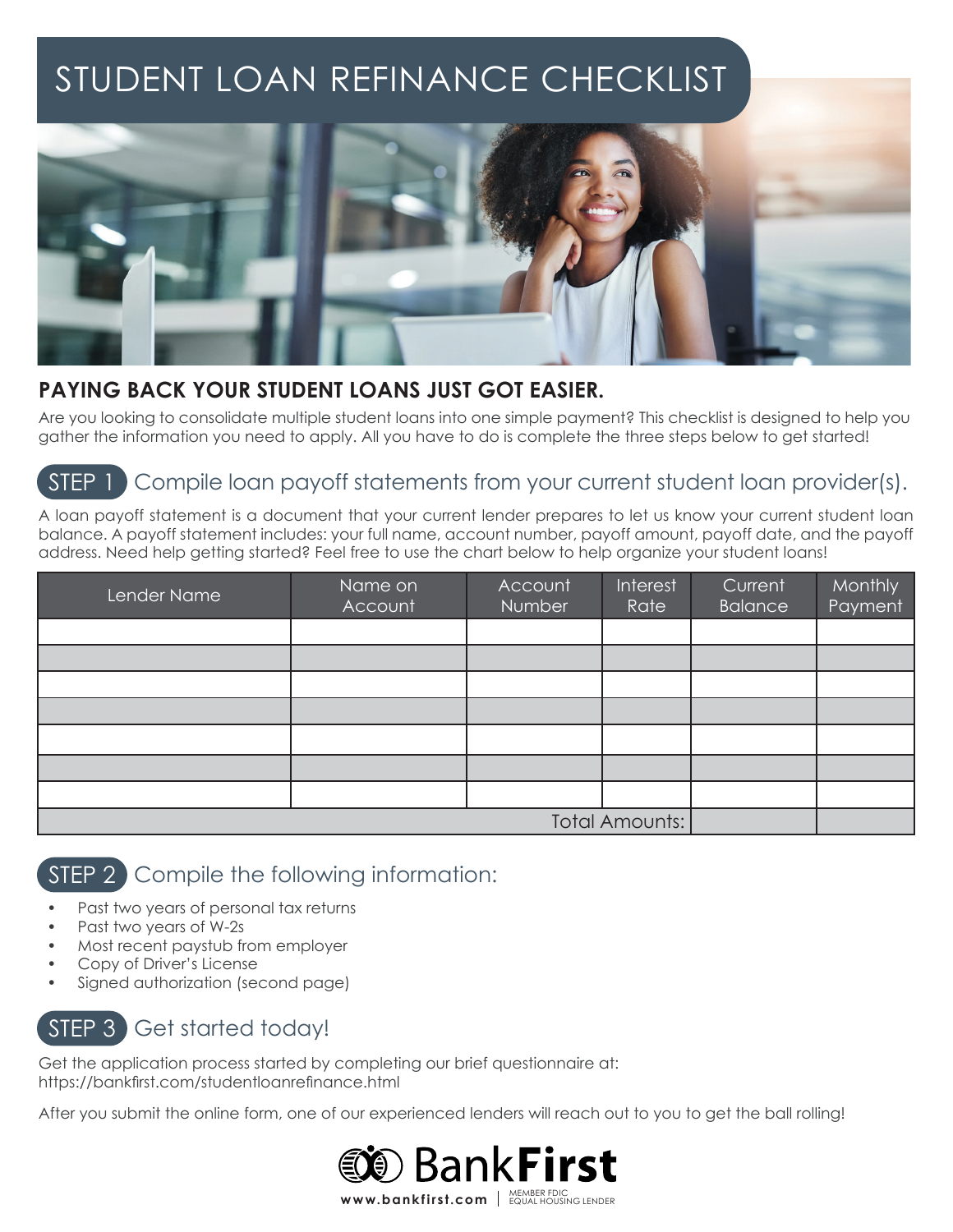# STUDENT LOAN REFINANCE CHECKLIST

## PAYING BACK YOUR STUDENT LOANS JUST GOT EASIER.

Are you looking to consolidate multiple student loans into one simple payment? This checklist is designed to help you gather the information you need to apply. All you have to do is complete the three steps below to get started!

## STEP 1 Compile loan payoff statements from your current student loan provider(s).

A loan payoff statement is a document that your current lender prepares to let us know your current student loan balance. A payoff statement includes: your full name, account number, payoff amount, payoff date, and the payoff address. Need help getting started? Feel free to use the chart below to help organize your student loans!

| Lender Name | Name on Account | Account Number | Interest Rate | Current Balance | Monthly Payment |
|---|---|---|---|---|---|
| | | | | | |
| | | | | | |
| | | | | | |
| | | | | | |
| | | | | | |
| | | | | | |
| | | | | | |
| | | | Total Amounts: | | |

## STEP 2 Compile the following information:

- Past two years of personal tax returns
- Past two years of W-2s
- Most recent paystub from employer
- Copy of Driver's License
- Signed authorization (second page)

## STEP 3 Get started today!

Get the application process started by completing our brief questionnaire at:
https://bankfirst.com/studentloanrefinance.html

After you submit the online form, one of our experienced lenders will reach out to you to get the ball rolling!

BankFirst

www.bankfirst.com | MEMBER FDIC EQUAL HOUSING LENDER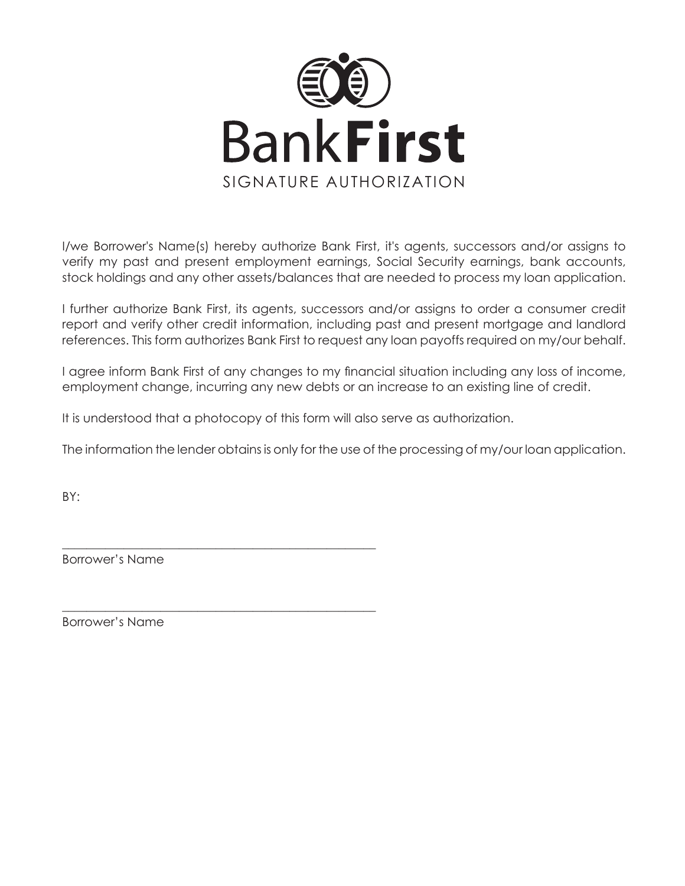# BankFirst

## SIGNATURE AUTHORIZATION

I/we Borrower's Name(s) hereby authorize Bank First, it's agents, successors and/or assigns to verify my past and present employment earnings, Social Security earnings, bank accounts, stock holdings and any other assets/balances that are needed to process my loan application.

I further authorize Bank First, its agents, successors and/or assigns to order a consumer credit report and verify other credit information, including past and present mortgage and landlord references. This form authorizes Bank First to request any loan payoffs required on my/our behalf.

I agree inform Bank First of any changes to my financial situation including any loss of income, employment change, incurring any new debts or an increase to an existing line of credit.

It is understood that a photocopy of this form will also serve as authorization.

The information the lender obtains is only for the use of the processing of my/our loan application.

BY:

_____________________________________________________
Borrower's Name

_____________________________________________________
Borrower's Name